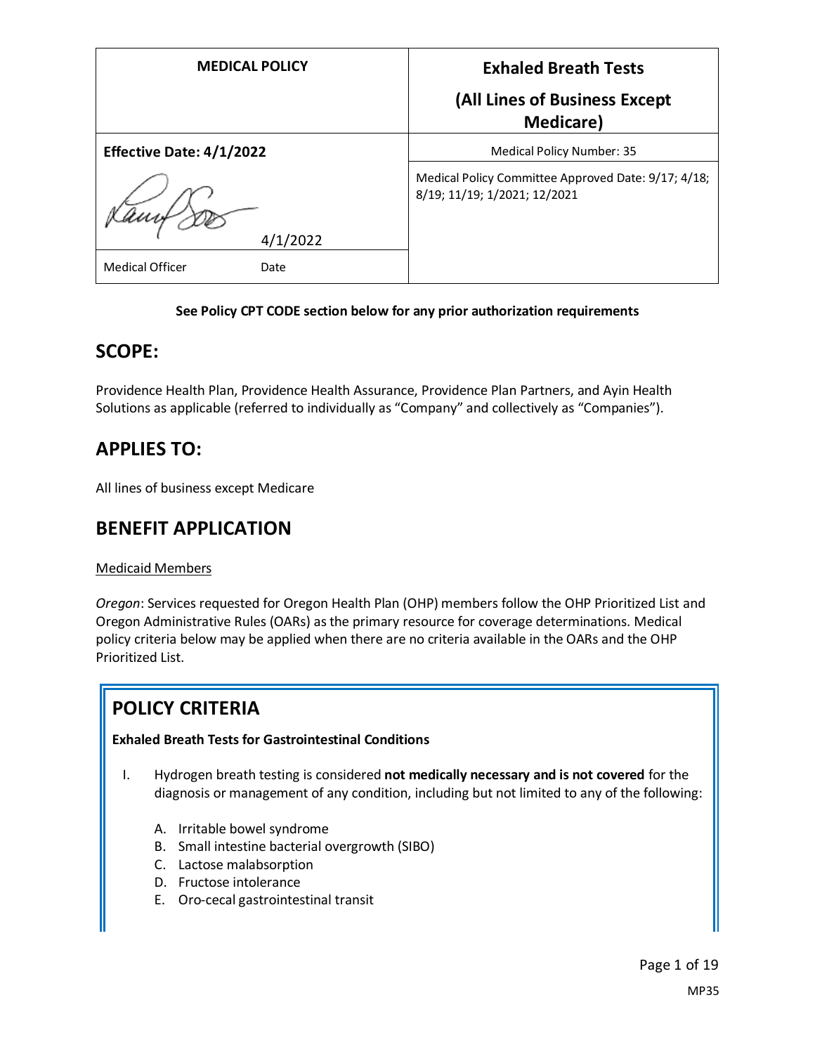| MEDICAL POLICY | Exhaled Breath Tests (All Lines of Business Except Medicare) |
|---|---|
| **Effective Date: 4/1/2022** | Medical Policy Number: 35 |
| 4/1/2022 | Medical Policy Committee Approved Date: 9/17; 4/18; 8/19; 11/19; 1/2021; 12/2021 |
| Medical Officer Date | |

**See Policy CPT CODE section below for any prior authorization requirements**

## SCOPE:

Providence Health Plan, Providence Health Assurance, Providence Plan Partners, and Ayin Health Solutions as applicable (referred to individually as "Company" and collectively as "Companies").

## APPLIES TO:

All lines of business except Medicare

## BENEFIT APPLICATION

Medicaid Members

*Oregon*: Services requested for Oregon Health Plan (OHP) members follow the OHP Prioritized List and Oregon Administrative Rules (OARs) as the primary resource for coverage determinations. Medical policy criteria below may be applied when there are no criteria available in the OARs and the OHP Prioritized List.

## POLICY CRITERIA

**Exhaled Breath Tests for Gastrointestinal Conditions**

I. Hydrogen breath testing is considered **not medically necessary and is not covered** for the diagnosis or management of any condition, including but not limited to any of the following:

   A. Irritable bowel syndrome
   B. Small intestine bacterial overgrowth (SIBO)
   C. Lactose malabsorption
   D. Fructose intolerance
   E. Oro-cecal gastrointestinal transit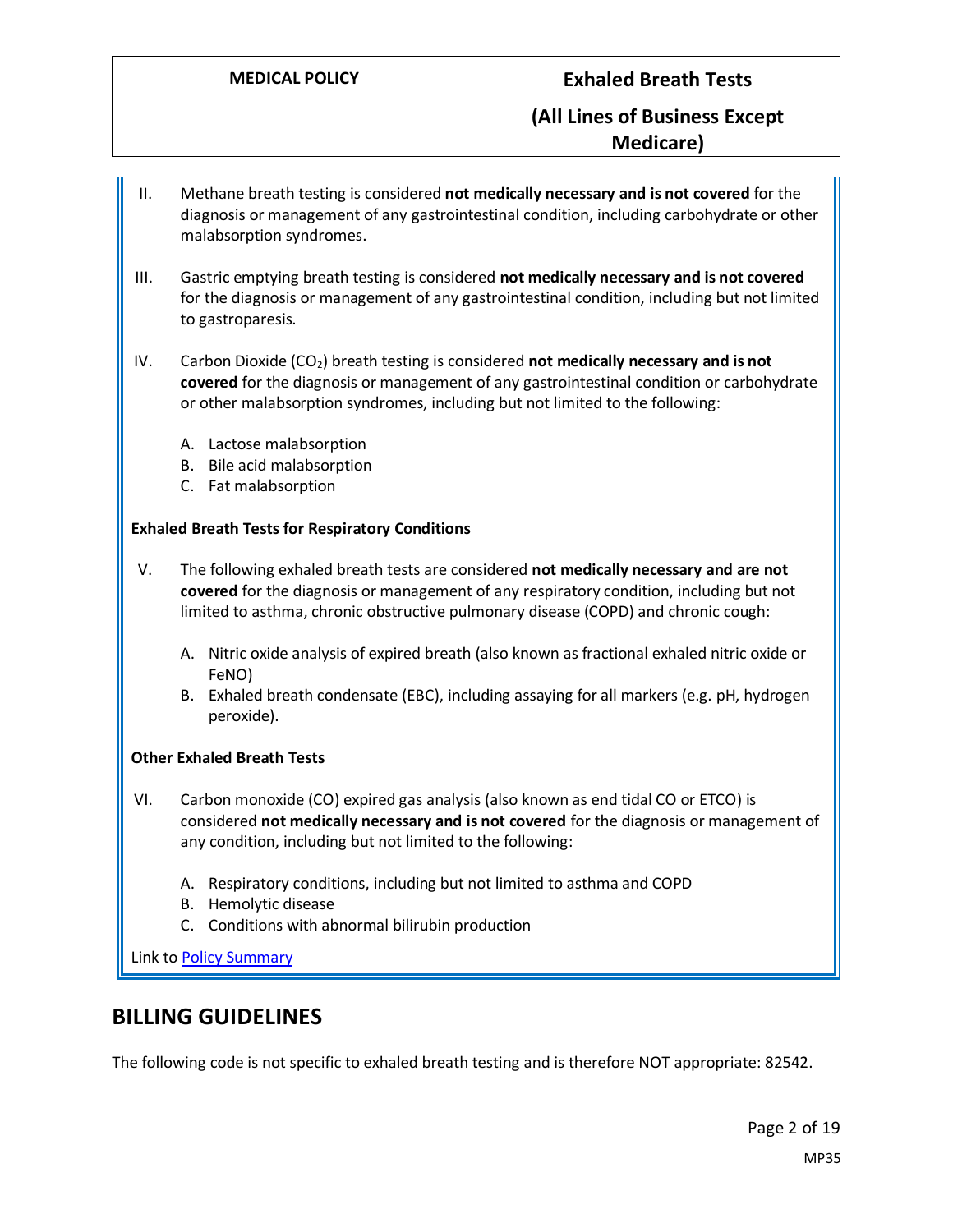II. Methane breath testing is considered **not medically necessary and is not covered** for the diagnosis or management of any gastrointestinal condition, including carbohydrate or other malabsorption syndromes.

III. Gastric emptying breath testing is considered **not medically necessary and is not covered** for the diagnosis or management of any gastrointestinal condition, including but not limited to gastroparesis.

IV. Carbon Dioxide ($CO_2$) breath testing is considered **not medically necessary and is not covered** for the diagnosis or management of any gastrointestinal condition or carbohydrate or other malabsorption syndromes, including but not limited to the following:

   A. Lactose malabsorption
   B. Bile acid malabsorption
   C. Fat malabsorption

**Exhaled Breath Tests for Respiratory Conditions**

V. The following exhaled breath tests are considered **not medically necessary and are not covered** for the diagnosis or management of any respiratory condition, including but not limited to asthma, chronic obstructive pulmonary disease (COPD) and chronic cough:

   A. Nitric oxide analysis of expired breath (also known as fractional exhaled nitric oxide or FeNO)
   B. Exhaled breath condensate (EBC), including assaying for all markers (e.g. pH, hydrogen peroxide).

**Other Exhaled Breath Tests**

VI. Carbon monoxide (CO) expired gas analysis (also known as end tidal CO or ETCO) is considered **not medically necessary and is not covered** for the diagnosis or management of any condition, including but not limited to the following:

   A. Respiratory conditions, including but not limited to asthma and COPD
   B. Hemolytic disease
   C. Conditions with abnormal bilirubin production

Link to [Policy Summary]

## BILLING GUIDELINES

The following code is not specific to exhaled breath testing and is therefore NOT appropriate: 82542.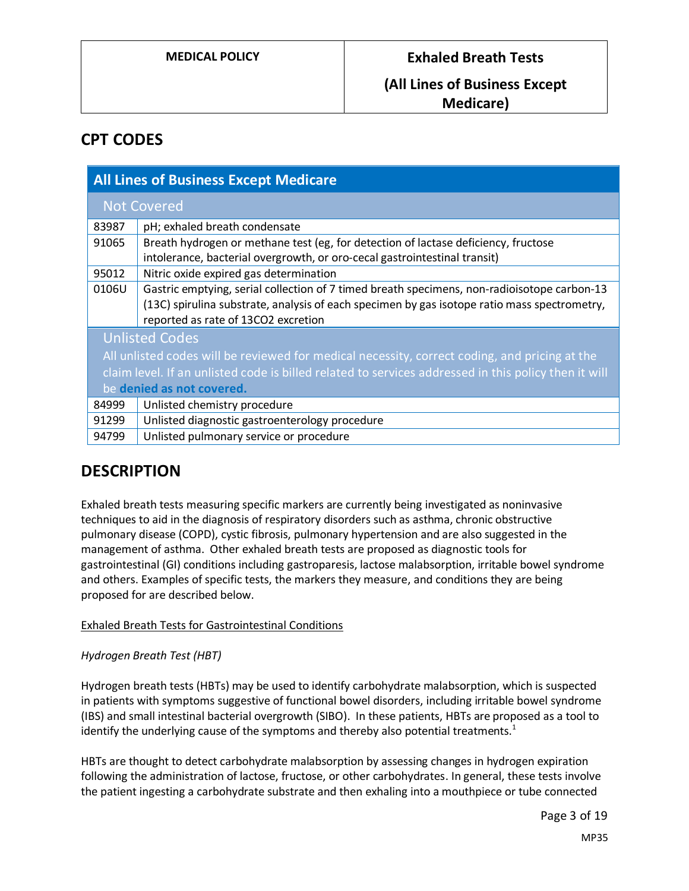## CPT CODES

| All Lines of Business Except Medicare | |
|---|---|
| **Not Covered** | |
| 83987 | pH; exhaled breath condensate |
| 91065 | Breath hydrogen or methane test (eg, for detection of lactase deficiency, fructose intolerance, bacterial overgrowth, or oro-cecal gastrointestinal transit) |
| 95012 | Nitric oxide expired gas determination |
| 0106U | Gastric emptying, serial collection of 7 timed breath specimens, non-radioisotope carbon-13 (13C) spirulina substrate, analysis of each specimen by gas isotope ratio mass spectrometry, reported as rate of 13CO2 excretion |
| **Unlisted Codes** All unlisted codes will be reviewed for medical necessity, correct coding, and pricing at the claim level. If an unlisted code is billed related to services addressed in this policy then it will be **denied as not covered.** | |
| 84999 | Unlisted chemistry procedure |
| 91299 | Unlisted diagnostic gastroenterology procedure |
| 94799 | Unlisted pulmonary service or procedure |

## DESCRIPTION

Exhaled breath tests measuring specific markers are currently being investigated as noninvasive techniques to aid in the diagnosis of respiratory disorders such as asthma, chronic obstructive pulmonary disease (COPD), cystic fibrosis, pulmonary hypertension and are also suggested in the management of asthma. Other exhaled breath tests are proposed as diagnostic tools for gastrointestinal (GI) conditions including gastroparesis, lactose malabsorption, irritable bowel syndrome and others. Examples of specific tests, the markers they measure, and conditions they are being proposed for are described below.

Exhaled Breath Tests for Gastrointestinal Conditions

*Hydrogen Breath Test (HBT)*

Hydrogen breath tests (HBTs) may be used to identify carbohydrate malabsorption, which is suspected in patients with symptoms suggestive of functional bowel disorders, including irritable bowel syndrome (IBS) and small intestinal bacterial overgrowth (SIBO). In these patients, HBTs are proposed as a tool to identify the underlying cause of the symptoms and thereby also potential treatments.[1]

HBTs are thought to detect carbohydrate malabsorption by assessing changes in hydrogen expiration following the administration of lactose, fructose, or other carbohydrates. In general, these tests involve the patient ingesting a carbohydrate substrate and then exhaling into a mouthpiece or tube connected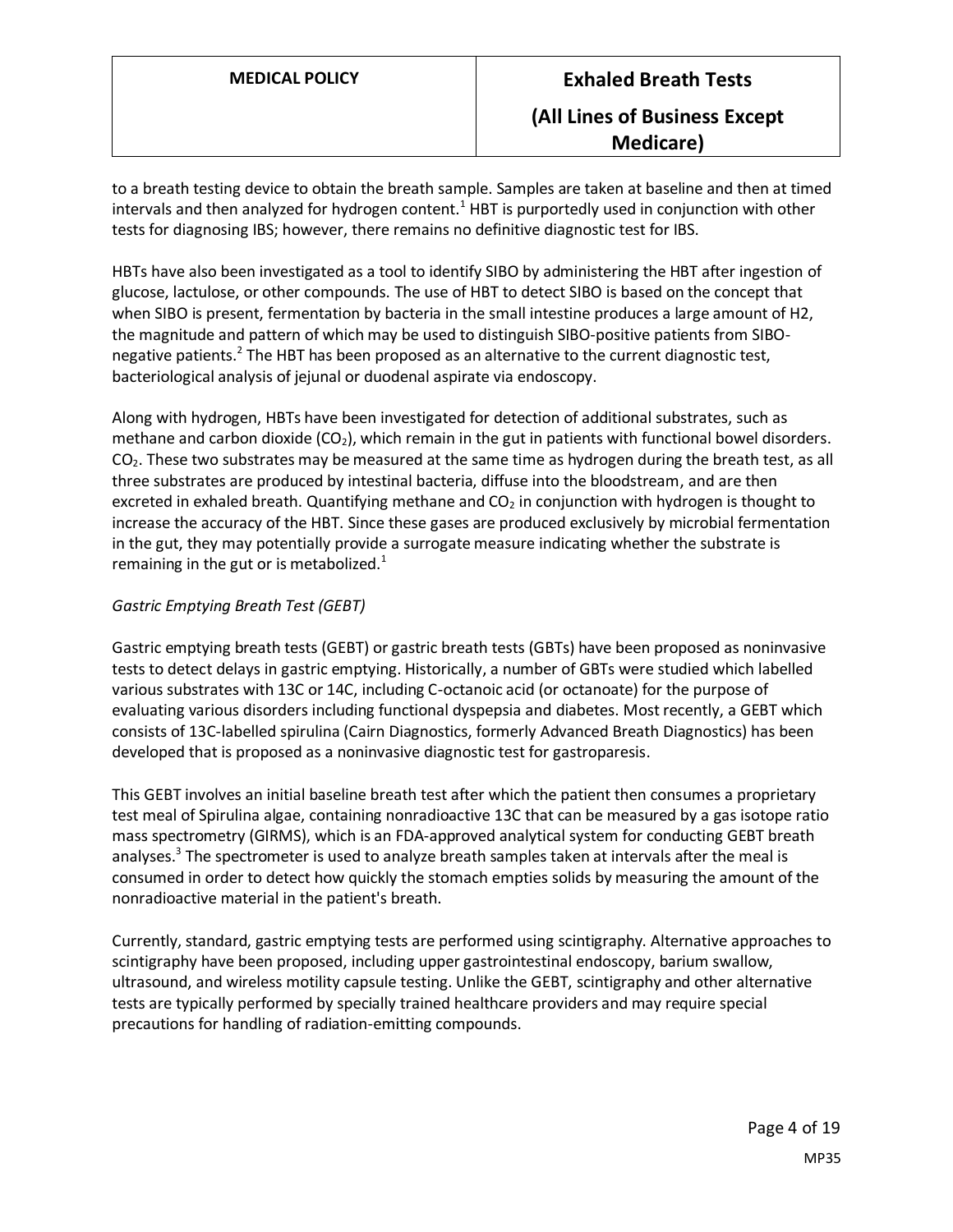to a breath testing device to obtain the breath sample. Samples are taken at baseline and then at timed intervals and then analyzed for hydrogen content.[1] HBT is purportedly used in conjunction with other tests for diagnosing IBS; however, there remains no definitive diagnostic test for IBS.

HBTs have also been investigated as a tool to identify SIBO by administering the HBT after ingestion of glucose, lactulose, or other compounds. The use of HBT to detect SIBO is based on the concept that when SIBO is present, fermentation by bacteria in the small intestine produces a large amount of H2, the magnitude and pattern of which may be used to distinguish SIBO-positive patients from SIBO-negative patients.[2] The HBT has been proposed as an alternative to the current diagnostic test, bacteriological analysis of jejunal or duodenal aspirate via endoscopy.

Along with hydrogen, HBTs have been investigated for detection of additional substrates, such as methane and carbon dioxide ($CO_2$), which remain in the gut in patients with functional bowel disorders. $CO_2$. These two substrates may be measured at the same time as hydrogen during the breath test, as all three substrates are produced by intestinal bacteria, diffuse into the bloodstream, and are then excreted in exhaled breath. Quantifying methane and $CO_2$ in conjunction with hydrogen is thought to increase the accuracy of the HBT. Since these gases are produced exclusively by microbial fermentation in the gut, they may potentially provide a surrogate measure indicating whether the substrate is remaining in the gut or is metabolized.[1]

*Gastric Emptying Breath Test (GEBT)*

Gastric emptying breath tests (GEBT) or gastric breath tests (GBTs) have been proposed as noninvasive tests to detect delays in gastric emptying. Historically, a number of GBTs were studied which labelled various substrates with 13C or 14C, including C-octanoic acid (or octanoate) for the purpose of evaluating various disorders including functional dyspepsia and diabetes. Most recently, a GEBT which consists of 13C-labelled spirulina (Cairn Diagnostics, formerly Advanced Breath Diagnostics) has been developed that is proposed as a noninvasive diagnostic test for gastroparesis.

This GEBT involves an initial baseline breath test after which the patient then consumes a proprietary test meal of Spirulina algae, containing nonradioactive 13C that can be measured by a gas isotope ratio mass spectrometry (GIRMS), which is an FDA-approved analytical system for conducting GEBT breath analyses.[3] The spectrometer is used to analyze breath samples taken at intervals after the meal is consumed in order to detect how quickly the stomach empties solids by measuring the amount of the nonradioactive material in the patient's breath.

Currently, standard, gastric emptying tests are performed using scintigraphy. Alternative approaches to scintigraphy have been proposed, including upper gastrointestinal endoscopy, barium swallow, ultrasound, and wireless motility capsule testing. Unlike the GEBT, scintigraphy and other alternative tests are typically performed by specially trained healthcare providers and may require special precautions for handling of radiation-emitting compounds.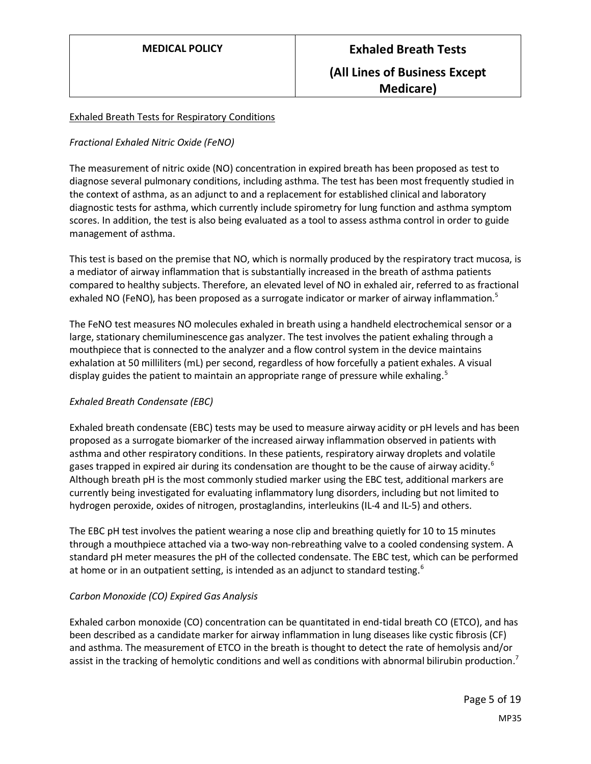## Exhaled Breath Tests for Respiratory Conditions

### *Fractional Exhaled Nitric Oxide (FeNO)*

The measurement of nitric oxide (NO) concentration in expired breath has been proposed as test to diagnose several pulmonary conditions, including asthma. The test has been most frequently studied in the context of asthma, as an adjunct to and a replacement for established clinical and laboratory diagnostic tests for asthma, which currently include spirometry for lung function and asthma symptom scores. In addition, the test is also being evaluated as a tool to assess asthma control in order to guide management of asthma.

This test is based on the premise that NO, which is normally produced by the respiratory tract mucosa, is a mediator of airway inflammation that is substantially increased in the breath of asthma patients compared to healthy subjects. Therefore, an elevated level of NO in exhaled air, referred to as fractional exhaled NO (FeNO), has been proposed as a surrogate indicator or marker of airway inflammation.[5]

The FeNO test measures NO molecules exhaled in breath using a handheld electrochemical sensor or a large, stationary chemiluminescence gas analyzer. The test involves the patient exhaling through a mouthpiece that is connected to the analyzer and a flow control system in the device maintains exhalation at 50 milliliters (mL) per second, regardless of how forcefully a patient exhales. A visual display guides the patient to maintain an appropriate range of pressure while exhaling.[5]

### *Exhaled Breath Condensate (EBC)*

Exhaled breath condensate (EBC) tests may be used to measure airway acidity or pH levels and has been proposed as a surrogate biomarker of the increased airway inflammation observed in patients with asthma and other respiratory conditions. In these patients, respiratory airway droplets and volatile gases trapped in expired air during its condensation are thought to be the cause of airway acidity.[6] Although breath pH is the most commonly studied marker using the EBC test, additional markers are currently being investigated for evaluating inflammatory lung disorders, including but not limited to hydrogen peroxide, oxides of nitrogen, prostaglandins, interleukins (IL-4 and IL-5) and others.

The EBC pH test involves the patient wearing a nose clip and breathing quietly for 10 to 15 minutes through a mouthpiece attached via a two-way non-rebreathing valve to a cooled condensing system. A standard pH meter measures the pH of the collected condensate. The EBC test, which can be performed at home or in an outpatient setting, is intended as an adjunct to standard testing.[6]

### *Carbon Monoxide (CO) Expired Gas Analysis*

Exhaled carbon monoxide (CO) concentration can be quantitated in end-tidal breath CO (ETCO), and has been described as a candidate marker for airway inflammation in lung diseases like cystic fibrosis (CF) and asthma. The measurement of ETCO in the breath is thought to detect the rate of hemolysis and/or assist in the tracking of hemolytic conditions and well as conditions with abnormal bilirubin production.[7]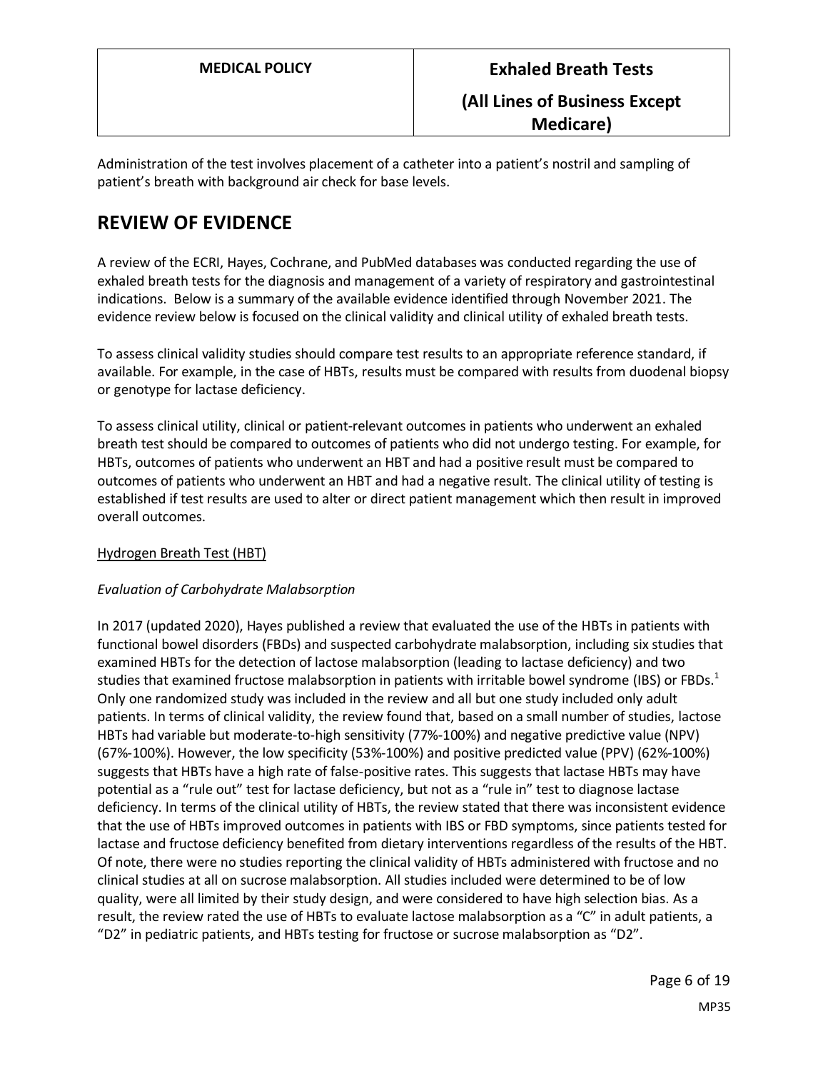Administration of the test involves placement of a catheter into a patient's nostril and sampling of patient's breath with background air check for base levels.

## REVIEW OF EVIDENCE

A review of the ECRI, Hayes, Cochrane, and PubMed databases was conducted regarding the use of exhaled breath tests for the diagnosis and management of a variety of respiratory and gastrointestinal indications. Below is a summary of the available evidence identified through November 2021. The evidence review below is focused on the clinical validity and clinical utility of exhaled breath tests.

To assess clinical validity studies should compare test results to an appropriate reference standard, if available. For example, in the case of HBTs, results must be compared with results from duodenal biopsy or genotype for lactase deficiency.

To assess clinical utility, clinical or patient-relevant outcomes in patients who underwent an exhaled breath test should be compared to outcomes of patients who did not undergo testing. For example, for HBTs, outcomes of patients who underwent an HBT and had a positive result must be compared to outcomes of patients who underwent an HBT and had a negative result. The clinical utility of testing is established if test results are used to alter or direct patient management which then result in improved overall outcomes.

<u>Hydrogen Breath Test (HBT)</u>

*Evaluation of Carbohydrate Malabsorption*

In 2017 (updated 2020), Hayes published a review that evaluated the use of the HBTs in patients with functional bowel disorders (FBDs) and suspected carbohydrate malabsorption, including six studies that examined HBTs for the detection of lactose malabsorption (leading to lactase deficiency) and two studies that examined fructose malabsorption in patients with irritable bowel syndrome (IBS) or FBDs.[1] Only one randomized study was included in the review and all but one study included only adult patients. In terms of clinical validity, the review found that, based on a small number of studies, lactose HBTs had variable but moderate-to-high sensitivity (77%-100%) and negative predictive value (NPV) (67%-100%). However, the low specificity (53%-100%) and positive predicted value (PPV) (62%-100%) suggests that HBTs have a high rate of false-positive rates. This suggests that lactase HBTs may have potential as a "rule out" test for lactase deficiency, but not as a "rule in" test to diagnose lactase deficiency. In terms of the clinical utility of HBTs, the review stated that there was inconsistent evidence that the use of HBTs improved outcomes in patients with IBS or FBD symptoms, since patients tested for lactase and fructose deficiency benefited from dietary interventions regardless of the results of the HBT. Of note, there were no studies reporting the clinical validity of HBTs administered with fructose and no clinical studies at all on sucrose malabsorption. All studies included were determined to be of low quality, were all limited by their study design, and were considered to have high selection bias. As a result, the review rated the use of HBTs to evaluate lactose malabsorption as a "C" in adult patients, a "D2" in pediatric patients, and HBTs testing for fructose or sucrose malabsorption as "D2".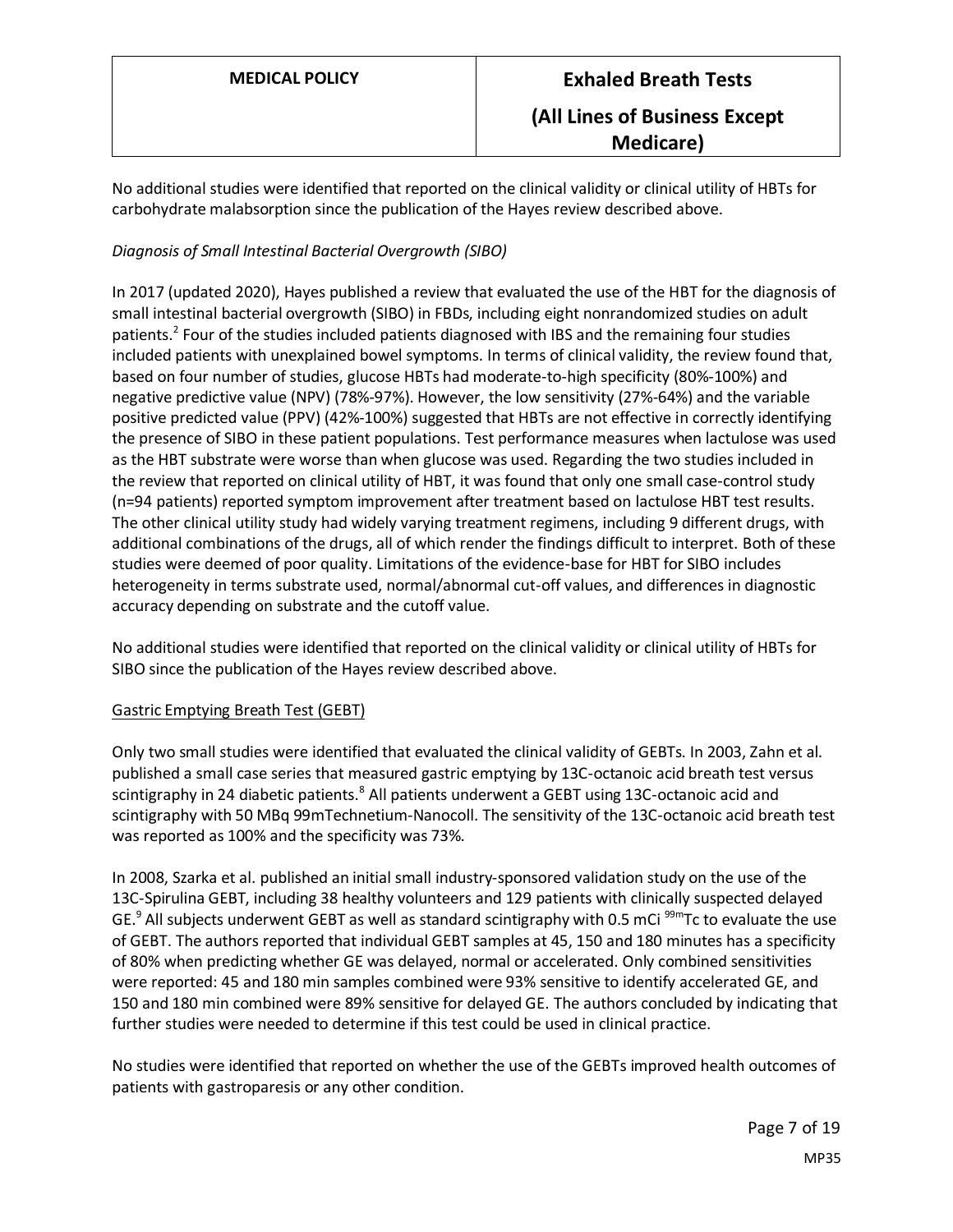No additional studies were identified that reported on the clinical validity or clinical utility of HBTs for carbohydrate malabsorption since the publication of the Hayes review described above.

*Diagnosis of Small Intestinal Bacterial Overgrowth (SIBO)*

In 2017 (updated 2020), Hayes published a review that evaluated the use of the HBT for the diagnosis of small intestinal bacterial overgrowth (SIBO) in FBDs, including eight nonrandomized studies on adult patients.[2] Four of the studies included patients diagnosed with IBS and the remaining four studies included patients with unexplained bowel symptoms. In terms of clinical validity, the review found that, based on four number of studies, glucose HBTs had moderate-to-high specificity (80%-100%) and negative predictive value (NPV) (78%-97%). However, the low sensitivity (27%-64%) and the variable positive predicted value (PPV) (42%-100%) suggested that HBTs are not effective in correctly identifying the presence of SIBO in these patient populations. Test performance measures when lactulose was used as the HBT substrate were worse than when glucose was used. Regarding the two studies included in the review that reported on clinical utility of HBT, it was found that only one small case-control study (n=94 patients) reported symptom improvement after treatment based on lactulose HBT test results. The other clinical utility study had widely varying treatment regimens, including 9 different drugs, with additional combinations of the drugs, all of which render the findings difficult to interpret. Both of these studies were deemed of poor quality. Limitations of the evidence-base for HBT for SIBO includes heterogeneity in terms substrate used, normal/abnormal cut-off values, and differences in diagnostic accuracy depending on substrate and the cutoff value.

No additional studies were identified that reported on the clinical validity or clinical utility of HBTs for SIBO since the publication of the Hayes review described above.

Gastric Emptying Breath Test (GEBT)

Only two small studies were identified that evaluated the clinical validity of GEBTs. In 2003, Zahn et al. published a small case series that measured gastric emptying by 13C-octanoic acid breath test versus scintigraphy in 24 diabetic patients.[8] All patients underwent a GEBT using 13C-octanoic acid and scintigraphy with 50 MBq 99mTechnetium-Nanocoll. The sensitivity of the 13C-octanoic acid breath test was reported as 100% and the specificity was 73%.

In 2008, Szarka et al. published an initial small industry-sponsored validation study on the use of the 13C-Spirulina GEBT, including 38 healthy volunteers and 129 patients with clinically suspected delayed GE.[9] All subjects underwent GEBT as well as standard scintigraphy with 0.5 mCi $^{99m}$Tc to evaluate the use of GEBT. The authors reported that individual GEBT samples at 45, 150 and 180 minutes has a specificity of 80% when predicting whether GE was delayed, normal or accelerated. Only combined sensitivities were reported: 45 and 180 min samples combined were 93% sensitive to identify accelerated GE, and 150 and 180 min combined were 89% sensitive for delayed GE. The authors concluded by indicating that further studies were needed to determine if this test could be used in clinical practice.

No studies were identified that reported on whether the use of the GEBTs improved health outcomes of patients with gastroparesis or any other condition.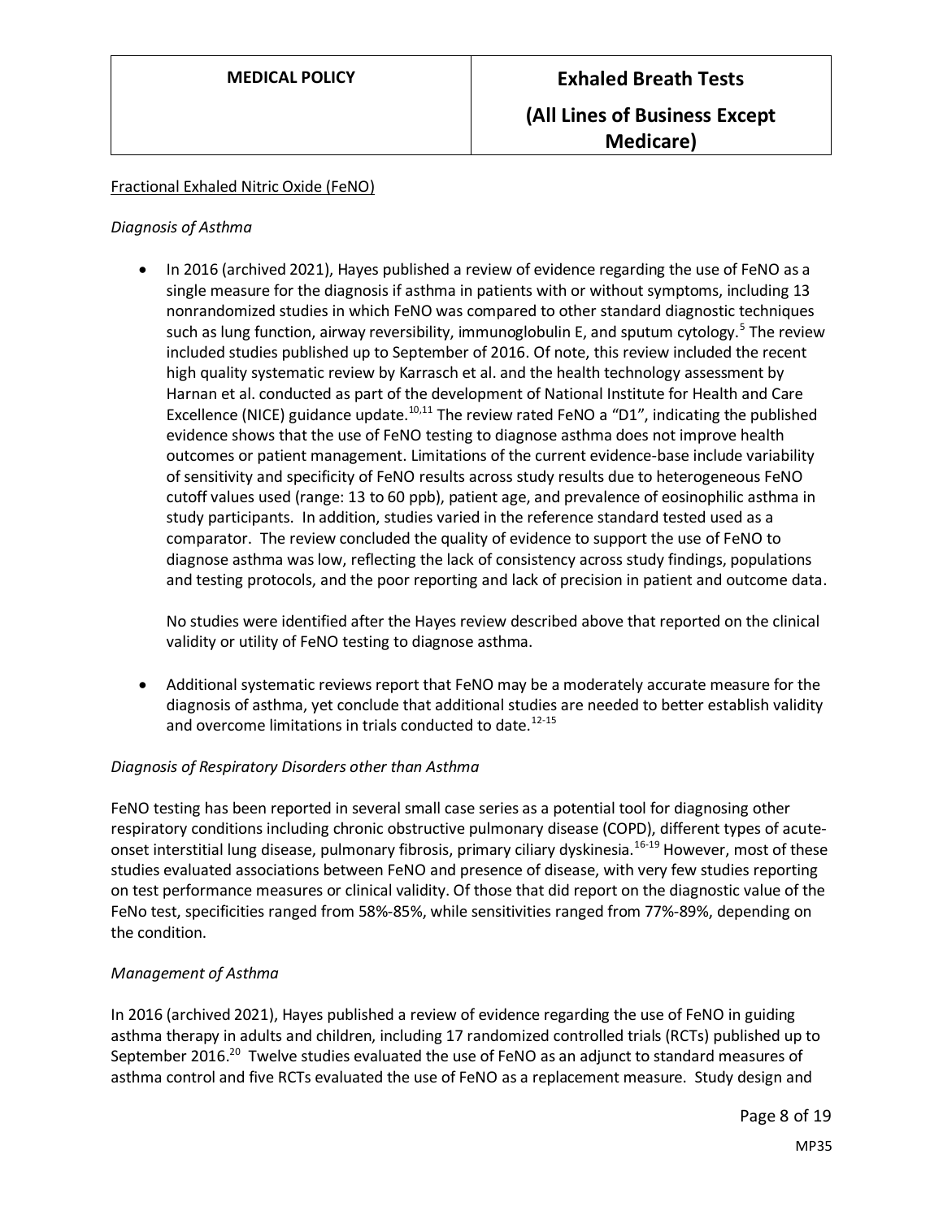Fractional Exhaled Nitric Oxide (FeNO)

*Diagnosis of Asthma*

- In 2016 (archived 2021), Hayes published a review of evidence regarding the use of FeNO as a single measure for the diagnosis if asthma in patients with or without symptoms, including 13 nonrandomized studies in which FeNO was compared to other standard diagnostic techniques such as lung function, airway reversibility, immunoglobulin E, and sputum cytology.[5] The review included studies published up to September of 2016. Of note, this review included the recent high quality systematic review by Karrasch et al. and the health technology assessment by Harnan et al. conducted as part of the development of National Institute for Health and Care Excellence (NICE) guidance update.[10,11] The review rated FeNO a "D1", indicating the published evidence shows that the use of FeNO testing to diagnose asthma does not improve health outcomes or patient management. Limitations of the current evidence-base include variability of sensitivity and specificity of FeNO results across study results due to heterogeneous FeNO cutoff values used (range: 13 to 60 ppb), patient age, and prevalence of eosinophilic asthma in study participants. In addition, studies varied in the reference standard tested used as a comparator. The review concluded the quality of evidence to support the use of FeNO to diagnose asthma was low, reflecting the lack of consistency across study findings, populations and testing protocols, and the poor reporting and lack of precision in patient and outcome data.

  No studies were identified after the Hayes review described above that reported on the clinical validity or utility of FeNO testing to diagnose asthma.

- Additional systematic reviews report that FeNO may be a moderately accurate measure for the diagnosis of asthma, yet conclude that additional studies are needed to better establish validity and overcome limitations in trials conducted to date.[12-15]

*Diagnosis of Respiratory Disorders other than Asthma*

FeNO testing has been reported in several small case series as a potential tool for diagnosing other respiratory conditions including chronic obstructive pulmonary disease (COPD), different types of acute-onset interstitial lung disease, pulmonary fibrosis, primary ciliary dyskinesia.[16-19] However, most of these studies evaluated associations between FeNO and presence of disease, with very few studies reporting on test performance measures or clinical validity. Of those that did report on the diagnostic value of the FeNo test, specificities ranged from 58%-85%, while sensitivities ranged from 77%-89%, depending on the condition.

*Management of Asthma*

In 2016 (archived 2021), Hayes published a review of evidence regarding the use of FeNO in guiding asthma therapy in adults and children, including 17 randomized controlled trials (RCTs) published up to September 2016.[20] Twelve studies evaluated the use of FeNO as an adjunct to standard measures of asthma control and five RCTs evaluated the use of FeNO as a replacement measure. Study design and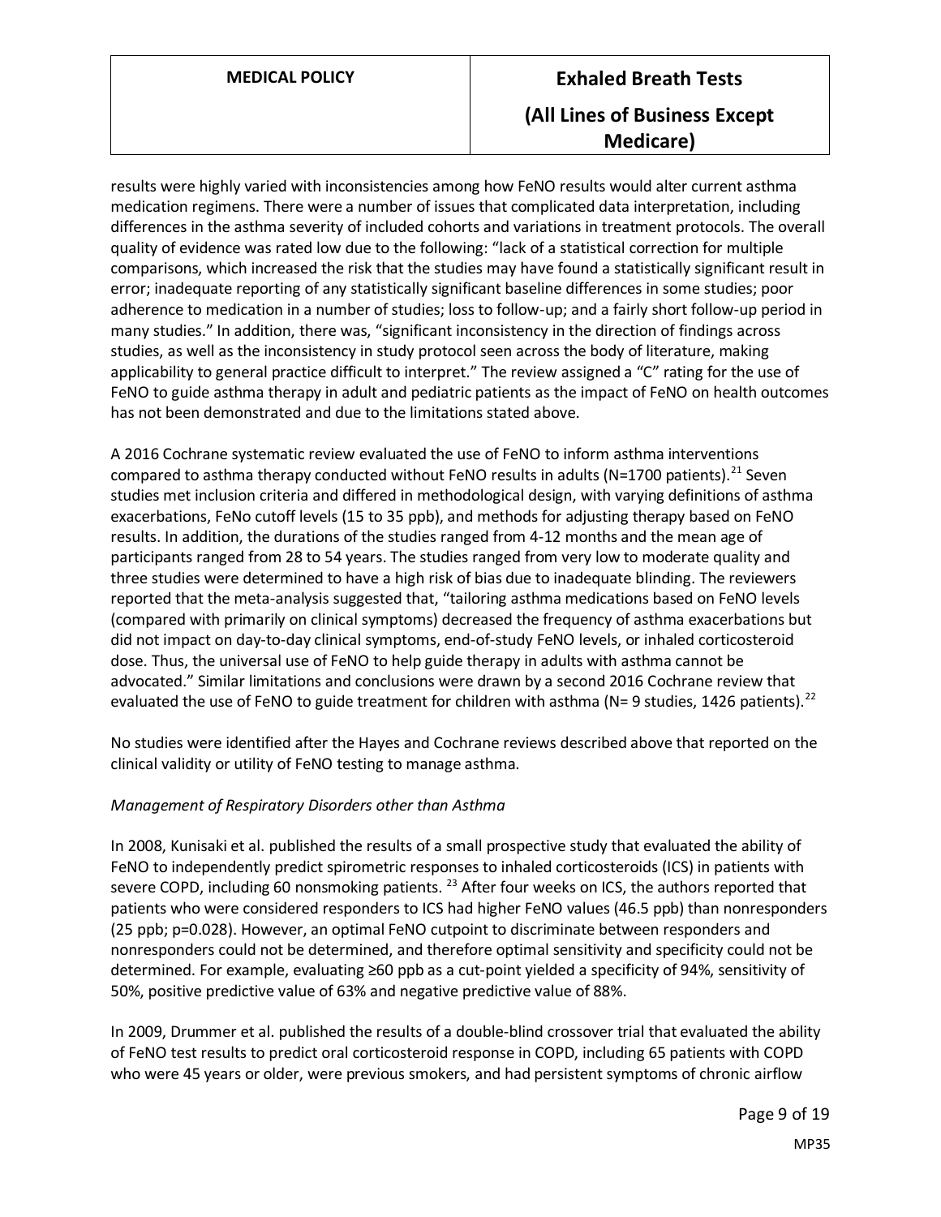results were highly varied with inconsistencies among how FeNO results would alter current asthma medication regimens. There were a number of issues that complicated data interpretation, including differences in the asthma severity of included cohorts and variations in treatment protocols. The overall quality of evidence was rated low due to the following: "lack of a statistical correction for multiple comparisons, which increased the risk that the studies may have found a statistically significant result in error; inadequate reporting of any statistically significant baseline differences in some studies; poor adherence to medication in a number of studies; loss to follow-up; and a fairly short follow-up period in many studies." In addition, there was, "significant inconsistency in the direction of findings across studies, as well as the inconsistency in study protocol seen across the body of literature, making applicability to general practice difficult to interpret." The review assigned a "C" rating for the use of FeNO to guide asthma therapy in adult and pediatric patients as the impact of FeNO on health outcomes has not been demonstrated and due to the limitations stated above.

A 2016 Cochrane systematic review evaluated the use of FeNO to inform asthma interventions compared to asthma therapy conducted without FeNO results in adults (N=1700 patients).[21] Seven studies met inclusion criteria and differed in methodological design, with varying definitions of asthma exacerbations, FeNo cutoff levels (15 to 35 ppb), and methods for adjusting therapy based on FeNO results. In addition, the durations of the studies ranged from 4-12 months and the mean age of participants ranged from 28 to 54 years. The studies ranged from very low to moderate quality and three studies were determined to have a high risk of bias due to inadequate blinding. The reviewers reported that the meta-analysis suggested that, "tailoring asthma medications based on FeNO levels (compared with primarily on clinical symptoms) decreased the frequency of asthma exacerbations but did not impact on day-to-day clinical symptoms, end-of-study FeNO levels, or inhaled corticosteroid dose. Thus, the universal use of FeNO to help guide therapy in adults with asthma cannot be advocated." Similar limitations and conclusions were drawn by a second 2016 Cochrane review that evaluated the use of FeNO to guide treatment for children with asthma (N= 9 studies, 1426 patients).[22]

No studies were identified after the Hayes and Cochrane reviews described above that reported on the clinical validity or utility of FeNO testing to manage asthma.

*Management of Respiratory Disorders other than Asthma*

In 2008, Kunisaki et al. published the results of a small prospective study that evaluated the ability of FeNO to independently predict spirometric responses to inhaled corticosteroids (ICS) in patients with severe COPD, including 60 nonsmoking patients. [23] After four weeks on ICS, the authors reported that patients who were considered responders to ICS had higher FeNO values (46.5 ppb) than nonresponders (25 ppb; p=0.028). However, an optimal FeNO cutpoint to discriminate between responders and nonresponders could not be determined, and therefore optimal sensitivity and specificity could not be determined. For example, evaluating ≥60 ppb as a cut-point yielded a specificity of 94%, sensitivity of 50%, positive predictive value of 63% and negative predictive value of 88%.

In 2009, Drummer et al. published the results of a double-blind crossover trial that evaluated the ability of FeNO test results to predict oral corticosteroid response in COPD, including 65 patients with COPD who were 45 years or older, were previous smokers, and had persistent symptoms of chronic airflow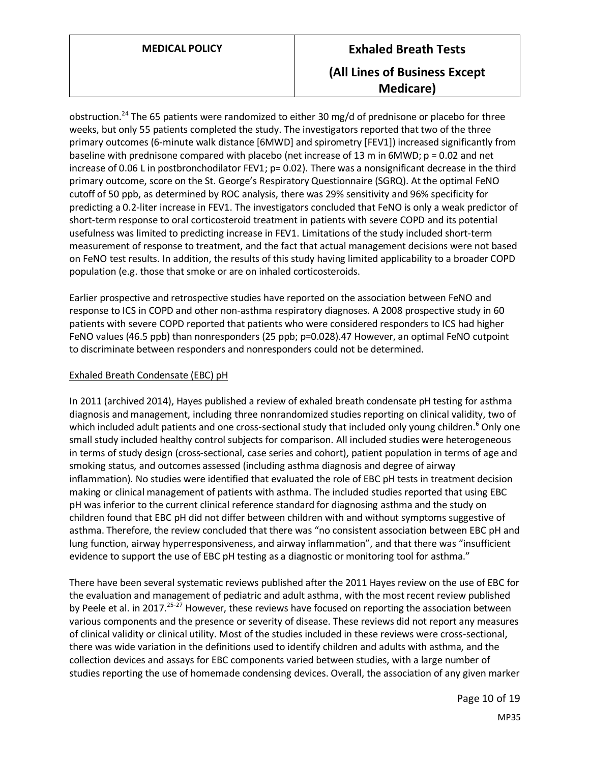obstruction.[24] The 65 patients were randomized to either 30 mg/d of prednisone or placebo for three weeks, but only 55 patients completed the study. The investigators reported that two of the three primary outcomes (6-minute walk distance [6MWD] and spirometry [FEV1]) increased significantly from baseline with prednisone compared with placebo (net increase of 13 m in 6MWD; $p = 0.02$ and net increase of 0.06 L in postbronchodilator FEV1; $p = 0.02$). There was a nonsignificant decrease in the third primary outcome, score on the St. George's Respiratory Questionnaire (SGRQ). At the optimal FeNO cutoff of 50 ppb, as determined by ROC analysis, there was 29% sensitivity and 96% specificity for predicting a 0.2-liter increase in FEV1. The investigators concluded that FeNO is only a weak predictor of short-term response to oral corticosteroid treatment in patients with severe COPD and its potential usefulness was limited to predicting increase in FEV1. Limitations of the study included short-term measurement of response to treatment, and the fact that actual management decisions were not based on FeNO test results. In addition, the results of this study having limited applicability to a broader COPD population (e.g. those that smoke or are on inhaled corticosteroids.

Earlier prospective and retrospective studies have reported on the association between FeNO and response to ICS in COPD and other non-asthma respiratory diagnoses. A 2008 prospective study in 60 patients with severe COPD reported that patients who were considered responders to ICS had higher FeNO values (46.5 ppb) than nonresponders (25 ppb; $p=0.028$).47 However, an optimal FeNO cutpoint to discriminate between responders and nonresponders could not be determined.

Exhaled Breath Condensate (EBC) pH

In 2011 (archived 2014), Hayes published a review of exhaled breath condensate pH testing for asthma diagnosis and management, including three nonrandomized studies reporting on clinical validity, two of which included adult patients and one cross-sectional study that included only young children.[6] Only one small study included healthy control subjects for comparison. All included studies were heterogeneous in terms of study design (cross-sectional, case series and cohort), patient population in terms of age and smoking status, and outcomes assessed (including asthma diagnosis and degree of airway inflammation). No studies were identified that evaluated the role of EBC pH tests in treatment decision making or clinical management of patients with asthma. The included studies reported that using EBC pH was inferior to the current clinical reference standard for diagnosing asthma and the study on children found that EBC pH did not differ between children with and without symptoms suggestive of asthma. Therefore, the review concluded that there was "no consistent association between EBC pH and lung function, airway hyperresponsiveness, and airway inflammation", and that there was "insufficient evidence to support the use of EBC pH testing as a diagnostic or monitoring tool for asthma."

There have been several systematic reviews published after the 2011 Hayes review on the use of EBC for the evaluation and management of pediatric and adult asthma, with the most recent review published by Peele et al. in 2017.[25-27] However, these reviews have focused on reporting the association between various components and the presence or severity of disease. These reviews did not report any measures of clinical validity or clinical utility. Most of the studies included in these reviews were cross-sectional, there was wide variation in the definitions used to identify children and adults with asthma, and the collection devices and assays for EBC components varied between studies, with a large number of studies reporting the use of homemade condensing devices. Overall, the association of any given marker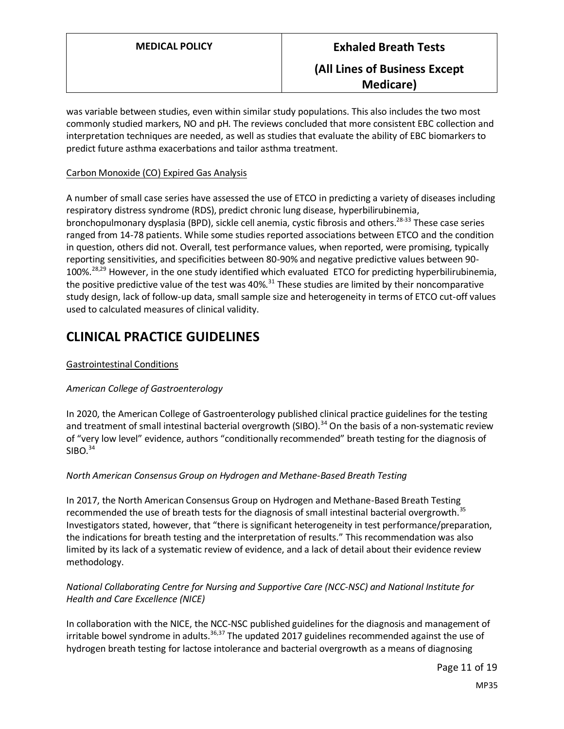was variable between studies, even within similar study populations. This also includes the two most commonly studied markers, NO and pH. The reviews concluded that more consistent EBC collection and interpretation techniques are needed, as well as studies that evaluate the ability of EBC biomarkers to predict future asthma exacerbations and tailor asthma treatment.

Carbon Monoxide (CO) Expired Gas Analysis

A number of small case series have assessed the use of ETCO in predicting a variety of diseases including respiratory distress syndrome (RDS), predict chronic lung disease, hyperbilirubinemia, bronchopulmonary dysplasia (BPD), sickle cell anemia, cystic fibrosis and others.[28-33] These case series ranged from 14-78 patients. While some studies reported associations between ETCO and the condition in question, others did not. Overall, test performance values, when reported, were promising, typically reporting sensitivities, and specificities between 80-90% and negative predictive values between 90-100%.[28,29] However, in the one study identified which evaluated ETCO for predicting hyperbilirubinemia, the positive predictive value of the test was 40%.[31] These studies are limited by their noncomparative study design, lack of follow-up data, small sample size and heterogeneity in terms of ETCO cut-off values used to calculated measures of clinical validity.

# CLINICAL PRACTICE GUIDELINES

Gastrointestinal Conditions

*American College of Gastroenterology*

In 2020, the American College of Gastroenterology published clinical practice guidelines for the testing and treatment of small intestinal bacterial overgrowth (SIBO).[34] On the basis of a non-systematic review of "very low level" evidence, authors "conditionally recommended" breath testing for the diagnosis of SIBO.[34]

*North American Consensus Group on Hydrogen and Methane-Based Breath Testing*

In 2017, the North American Consensus Group on Hydrogen and Methane-Based Breath Testing recommended the use of breath tests for the diagnosis of small intestinal bacterial overgrowth.[35] Investigators stated, however, that "there is significant heterogeneity in test performance/preparation, the indications for breath testing and the interpretation of results." This recommendation was also limited by its lack of a systematic review of evidence, and a lack of detail about their evidence review methodology.

*National Collaborating Centre for Nursing and Supportive Care (NCC-NSC) and National Institute for Health and Care Excellence (NICE)*

In collaboration with the NICE, the NCC-NSC published guidelines for the diagnosis and management of irritable bowel syndrome in adults.[36,37] The updated 2017 guidelines recommended against the use of hydrogen breath testing for lactose intolerance and bacterial overgrowth as a means of diagnosing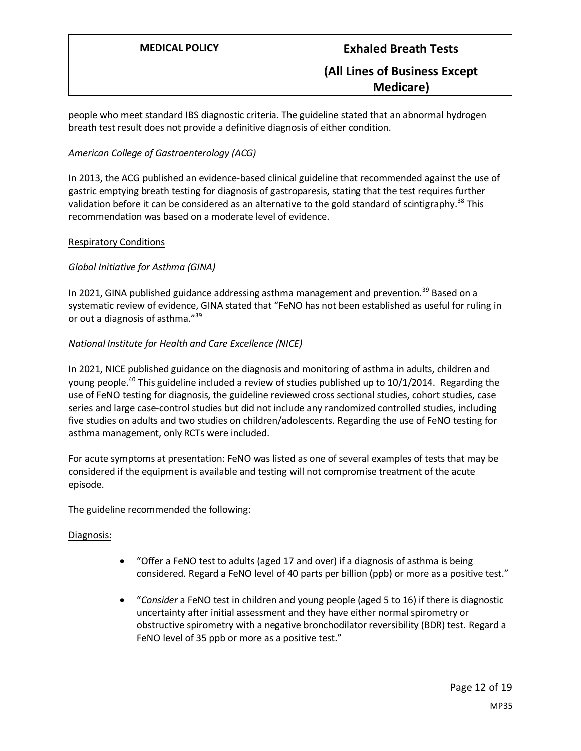people who meet standard IBS diagnostic criteria. The guideline stated that an abnormal hydrogen breath test result does not provide a definitive diagnosis of either condition.

*American College of Gastroenterology (ACG)*

In 2013, the ACG published an evidence-based clinical guideline that recommended against the use of gastric emptying breath testing for diagnosis of gastroparesis, stating that the test requires further validation before it can be considered as an alternative to the gold standard of scintigraphy.[38] This recommendation was based on a moderate level of evidence.

<u>Respiratory Conditions</u>

*Global Initiative for Asthma (GINA)*

In 2021, GINA published guidance addressing asthma management and prevention.[39] Based on a systematic review of evidence, GINA stated that "FeNO has not been established as useful for ruling in or out a diagnosis of asthma."[39]

*National Institute for Health and Care Excellence (NICE)*

In 2021, NICE published guidance on the diagnosis and monitoring of asthma in adults, children and young people.[40] This guideline included a review of studies published up to 10/1/2014. Regarding the use of FeNO testing for diagnosis, the guideline reviewed cross sectional studies, cohort studies, case series and large case-control studies but did not include any randomized controlled studies, including five studies on adults and two studies on children/adolescents. Regarding the use of FeNO testing for asthma management, only RCTs were included.

For acute symptoms at presentation: FeNO was listed as one of several examples of tests that may be considered if the equipment is available and testing will not compromise treatment of the acute episode.

The guideline recommended the following:

<u>Diagnosis:</u>

- "Offer a FeNO test to adults (aged 17 and over) if a diagnosis of asthma is being considered. Regard a FeNO level of 40 parts per billion (ppb) or more as a positive test."
- "*Consider* a FeNO test in children and young people (aged 5 to 16) if there is diagnostic uncertainty after initial assessment and they have either normal spirometry or obstructive spirometry with a negative bronchodilator reversibility (BDR) test. Regard a FeNO level of 35 ppb or more as a positive test."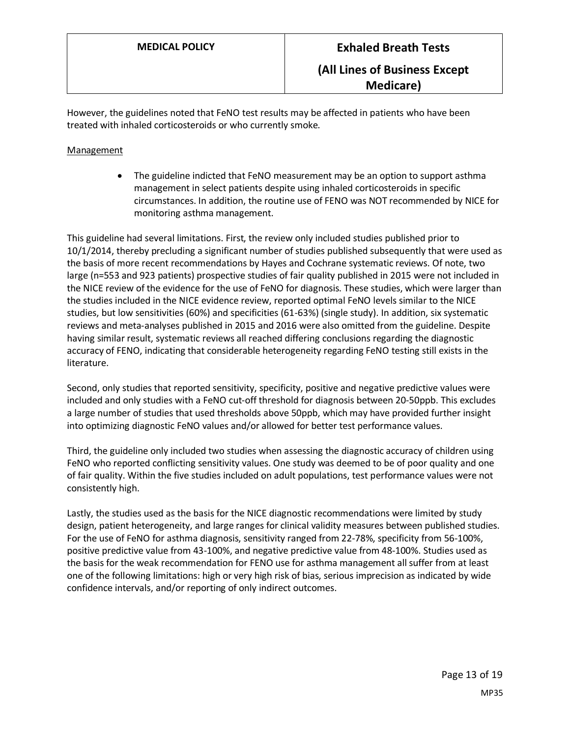However, the guidelines noted that FeNO test results may be affected in patients who have been treated with inhaled corticosteroids or who currently smoke.

Management

- The guideline indicted that FeNO measurement may be an option to support asthma management in select patients despite using inhaled corticosteroids in specific circumstances. In addition, the routine use of FENO was NOT recommended by NICE for monitoring asthma management.

This guideline had several limitations. First, the review only included studies published prior to 10/1/2014, thereby precluding a significant number of studies published subsequently that were used as the basis of more recent recommendations by Hayes and Cochrane systematic reviews. Of note, two large (n=553 and 923 patients) prospective studies of fair quality published in 2015 were not included in the NICE review of the evidence for the use of FeNO for diagnosis. These studies, which were larger than the studies included in the NICE evidence review, reported optimal FeNO levels similar to the NICE studies, but low sensitivities (60%) and specificities (61-63%) (single study). In addition, six systematic reviews and meta-analyses published in 2015 and 2016 were also omitted from the guideline. Despite having similar result, systematic reviews all reached differing conclusions regarding the diagnostic accuracy of FENO, indicating that considerable heterogeneity regarding FeNO testing still exists in the literature.

Second, only studies that reported sensitivity, specificity, positive and negative predictive values were included and only studies with a FeNO cut-off threshold for diagnosis between 20-50ppb. This excludes a large number of studies that used thresholds above 50ppb, which may have provided further insight into optimizing diagnostic FeNO values and/or allowed for better test performance values.

Third, the guideline only included two studies when assessing the diagnostic accuracy of children using FeNO who reported conflicting sensitivity values. One study was deemed to be of poor quality and one of fair quality. Within the five studies included on adult populations, test performance values were not consistently high.

Lastly, the studies used as the basis for the NICE diagnostic recommendations were limited by study design, patient heterogeneity, and large ranges for clinical validity measures between published studies. For the use of FeNO for asthma diagnosis, sensitivity ranged from 22-78%, specificity from 56-100%, positive predictive value from 43-100%, and negative predictive value from 48-100%. Studies used as the basis for the weak recommendation for FENO use for asthma management all suffer from at least one of the following limitations: high or very high risk of bias, serious imprecision as indicated by wide confidence intervals, and/or reporting of only indirect outcomes.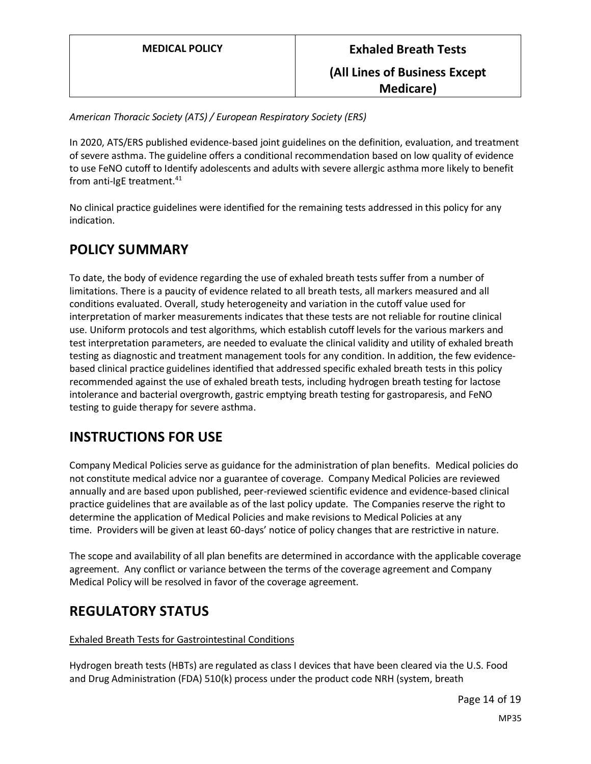*American Thoracic Society (ATS) / European Respiratory Society (ERS)*

In 2020, ATS/ERS published evidence-based joint guidelines on the definition, evaluation, and treatment of severe asthma. The guideline offers a conditional recommendation based on low quality of evidence to use FeNO cutoff to Identify adolescents and adults with severe allergic asthma more likely to benefit from anti-IgE treatment.[41]

No clinical practice guidelines were identified for the remaining tests addressed in this policy for any indication.

## POLICY SUMMARY

To date, the body of evidence regarding the use of exhaled breath tests suffer from a number of limitations. There is a paucity of evidence related to all breath tests, all markers measured and all conditions evaluated. Overall, study heterogeneity and variation in the cutoff value used for interpretation of marker measurements indicates that these tests are not reliable for routine clinical use. Uniform protocols and test algorithms, which establish cutoff levels for the various markers and test interpretation parameters, are needed to evaluate the clinical validity and utility of exhaled breath testing as diagnostic and treatment management tools for any condition. In addition, the few evidence-based clinical practice guidelines identified that addressed specific exhaled breath tests in this policy recommended against the use of exhaled breath tests, including hydrogen breath testing for lactose intolerance and bacterial overgrowth, gastric emptying breath testing for gastroparesis, and FeNO testing to guide therapy for severe asthma.

## INSTRUCTIONS FOR USE

Company Medical Policies serve as guidance for the administration of plan benefits. Medical policies do not constitute medical advice nor a guarantee of coverage. Company Medical Policies are reviewed annually and are based upon published, peer-reviewed scientific evidence and evidence-based clinical practice guidelines that are available as of the last policy update. The Companies reserve the right to determine the application of Medical Policies and make revisions to Medical Policies at any time. Providers will be given at least 60-days' notice of policy changes that are restrictive in nature.

The scope and availability of all plan benefits are determined in accordance with the applicable coverage agreement. Any conflict or variance between the terms of the coverage agreement and Company Medical Policy will be resolved in favor of the coverage agreement.

## REGULATORY STATUS

Exhaled Breath Tests for Gastrointestinal Conditions

Hydrogen breath tests (HBTs) are regulated as class I devices that have been cleared via the U.S. Food and Drug Administration (FDA) 510(k) process under the product code NRH (system, breath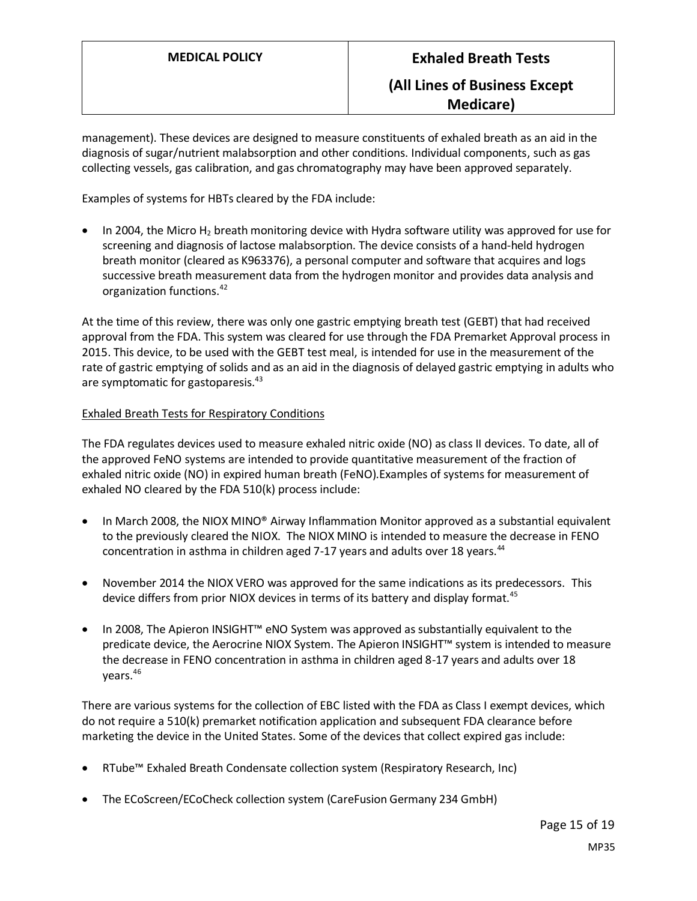management). These devices are designed to measure constituents of exhaled breath as an aid in the diagnosis of sugar/nutrient malabsorption and other conditions. Individual components, such as gas collecting vessels, gas calibration, and gas chromatography may have been approved separately.

Examples of systems for HBTs cleared by the FDA include:

- In 2004, the Micro $H_2$ breath monitoring device with Hydra software utility was approved for use for screening and diagnosis of lactose malabsorption. The device consists of a hand-held hydrogen breath monitor (cleared as K963376), a personal computer and software that acquires and logs successive breath measurement data from the hydrogen monitor and provides data analysis and organization functions.[42]

At the time of this review, there was only one gastric emptying breath test (GEBT) that had received approval from the FDA. This system was cleared for use through the FDA Premarket Approval process in 2015. This device, to be used with the GEBT test meal, is intended for use in the measurement of the rate of gastric emptying of solids and as an aid in the diagnosis of delayed gastric emptying in adults who are symptomatic for gastoparesis.[43]

Exhaled Breath Tests for Respiratory Conditions

The FDA regulates devices used to measure exhaled nitric oxide (NO) as class II devices. To date, all of the approved FeNO systems are intended to provide quantitative measurement of the fraction of exhaled nitric oxide (NO) in expired human breath (FeNO).Examples of systems for measurement of exhaled NO cleared by the FDA 510(k) process include:

- In March 2008, the NIOX MINO® Airway Inflammation Monitor approved as a substantial equivalent to the previously cleared the NIOX. The NIOX MINO is intended to measure the decrease in FENO concentration in asthma in children aged 7-17 years and adults over 18 years.[44]

- November 2014 the NIOX VERO was approved for the same indications as its predecessors. This device differs from prior NIOX devices in terms of its battery and display format.[45]

- In 2008, The Apieron INSIGHT™ eNO System was approved as substantially equivalent to the predicate device, the Aerocrine NIOX System. The Apieron INSIGHT™ system is intended to measure the decrease in FENO concentration in asthma in children aged 8-17 years and adults over 18 years.[46]

There are various systems for the collection of EBC listed with the FDA as Class I exempt devices, which do not require a 510(k) premarket notification application and subsequent FDA clearance before marketing the device in the United States. Some of the devices that collect expired gas include:

- RTube™ Exhaled Breath Condensate collection system (Respiratory Research, Inc)

- The ECoScreen/ECoCheck collection system (CareFusion Germany 234 GmbH)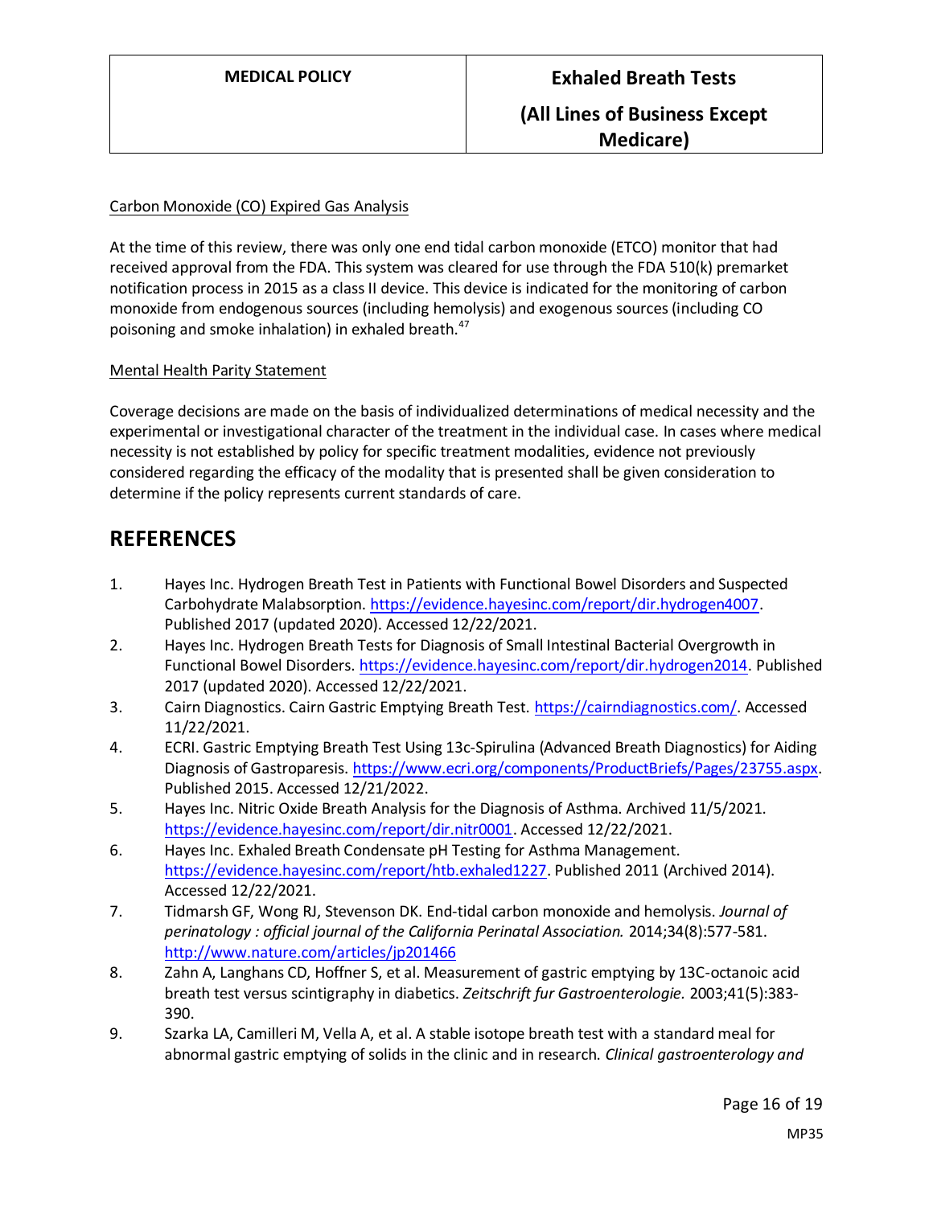Carbon Monoxide (CO) Expired Gas Analysis

At the time of this review, there was only one end tidal carbon monoxide (ETCO) monitor that had received approval from the FDA. This system was cleared for use through the FDA 510(k) premarket notification process in 2015 as a class II device. This device is indicated for the monitoring of carbon monoxide from endogenous sources (including hemolysis) and exogenous sources (including CO poisoning and smoke inhalation) in exhaled breath.[47]

Mental Health Parity Statement

Coverage decisions are made on the basis of individualized determinations of medical necessity and the experimental or investigational character of the treatment in the individual case. In cases where medical necessity is not established by policy for specific treatment modalities, evidence not previously considered regarding the efficacy of the modality that is presented shall be given consideration to determine if the policy represents current standards of care.

# REFERENCES

1. Hayes Inc. Hydrogen Breath Test in Patients with Functional Bowel Disorders and Suspected Carbohydrate Malabsorption. https://evidence.hayesinc.com/report/dir.hydrogen4007. Published 2017 (updated 2020). Accessed 12/22/2021.
2. Hayes Inc. Hydrogen Breath Tests for Diagnosis of Small Intestinal Bacterial Overgrowth in Functional Bowel Disorders. https://evidence.hayesinc.com/report/dir.hydrogen2014. Published 2017 (updated 2020). Accessed 12/22/2021.
3. Cairn Diagnostics. Cairn Gastric Emptying Breath Test. https://cairndiagnostics.com/. Accessed 11/22/2021.
4. ECRI. Gastric Emptying Breath Test Using 13c-Spirulina (Advanced Breath Diagnostics) for Aiding Diagnosis of Gastroparesis. https://www.ecri.org/components/ProductBriefs/Pages/23755.aspx. Published 2015. Accessed 12/21/2022.
5. Hayes Inc. Nitric Oxide Breath Analysis for the Diagnosis of Asthma. Archived 11/5/2021. https://evidence.hayesinc.com/report/dir.nitr0001. Accessed 12/22/2021.
6. Hayes Inc. Exhaled Breath Condensate pH Testing for Asthma Management. https://evidence.hayesinc.com/report/htb.exhaled1227. Published 2011 (Archived 2014). Accessed 12/22/2021.
7. Tidmarsh GF, Wong RJ, Stevenson DK. End-tidal carbon monoxide and hemolysis. *Journal of perinatology : official journal of the California Perinatal Association.* 2014;34(8):577-581. http://www.nature.com/articles/jp201466
8. Zahn A, Langhans CD, Hoffner S, et al. Measurement of gastric emptying by 13C-octanoic acid breath test versus scintigraphy in diabetics. *Zeitschrift fur Gastroenterologie.* 2003;41(5):383-390.
9. Szarka LA, Camilleri M, Vella A, et al. A stable isotope breath test with a standard meal for abnormal gastric emptying of solids in the clinic and in research. *Clinical gastroenterology and*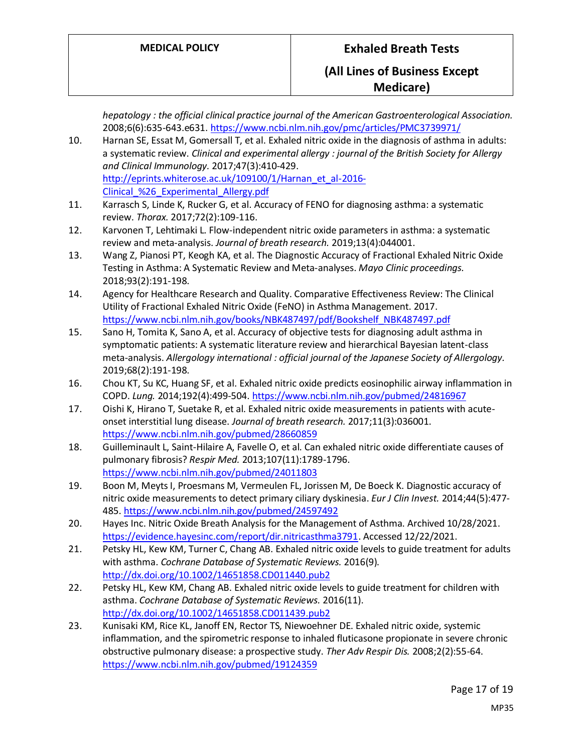*hepatology : the official clinical practice journal of the American Gastroenterological Association.* 2008;6(6):635-643.e631. https://www.ncbi.nlm.nih.gov/pmc/articles/PMC3739971/

10. Harnan SE, Essat M, Gomersall T, et al. Exhaled nitric oxide in the diagnosis of asthma in adults: a systematic review. *Clinical and experimental allergy : journal of the British Society for Allergy and Clinical Immunology.* 2017;47(3):410-429. http://eprints.whiterose.ac.uk/109100/1/Harnan_et_al-2016-Clinical_%26_Experimental_Allergy.pdf
11. Karrasch S, Linde K, Rucker G, et al. Accuracy of FENO for diagnosing asthma: a systematic review. *Thorax.* 2017;72(2):109-116.
12. Karvonen T, Lehtimaki L. Flow-independent nitric oxide parameters in asthma: a systematic review and meta-analysis. *Journal of breath research.* 2019;13(4):044001.
13. Wang Z, Pianosi PT, Keogh KA, et al. The Diagnostic Accuracy of Fractional Exhaled Nitric Oxide Testing in Asthma: A Systematic Review and Meta-analyses. *Mayo Clinic proceedings.* 2018;93(2):191-198.
14. Agency for Healthcare Research and Quality. Comparative Effectiveness Review: The Clinical Utility of Fractional Exhaled Nitric Oxide (FeNO) in Asthma Management. 2017. https://www.ncbi.nlm.nih.gov/books/NBK487497/pdf/Bookshelf_NBK487497.pdf
15. Sano H, Tomita K, Sano A, et al. Accuracy of objective tests for diagnosing adult asthma in symptomatic patients: A systematic literature review and hierarchical Bayesian latent-class meta-analysis. *Allergology international : official journal of the Japanese Society of Allergology.* 2019;68(2):191-198.
16. Chou KT, Su KC, Huang SF, et al. Exhaled nitric oxide predicts eosinophilic airway inflammation in COPD. *Lung.* 2014;192(4):499-504. https://www.ncbi.nlm.nih.gov/pubmed/24816967
17. Oishi K, Hirano T, Suetake R, et al. Exhaled nitric oxide measurements in patients with acute-onset interstitial lung disease. *Journal of breath research.* 2017;11(3):036001. https://www.ncbi.nlm.nih.gov/pubmed/28660859
18. Guilleminault L, Saint-Hilaire A, Favelle O, et al. Can exhaled nitric oxide differentiate causes of pulmonary fibrosis? *Respir Med.* 2013;107(11):1789-1796. https://www.ncbi.nlm.nih.gov/pubmed/24011803
19. Boon M, Meyts I, Proesmans M, Vermeulen FL, Jorissen M, De Boeck K. Diagnostic accuracy of nitric oxide measurements to detect primary ciliary dyskinesia. *Eur J Clin Invest.* 2014;44(5):477-485. https://www.ncbi.nlm.nih.gov/pubmed/24597492
20. Hayes Inc. Nitric Oxide Breath Analysis for the Management of Asthma. Archived 10/28/2021. https://evidence.hayesinc.com/report/dir.nitricasthma3791. Accessed 12/22/2021.
21. Petsky HL, Kew KM, Turner C, Chang AB. Exhaled nitric oxide levels to guide treatment for adults with asthma. *Cochrane Database of Systematic Reviews.* 2016(9). http://dx.doi.org/10.1002/14651858.CD011440.pub2
22. Petsky HL, Kew KM, Chang AB. Exhaled nitric oxide levels to guide treatment for children with asthma. *Cochrane Database of Systematic Reviews.* 2016(11). http://dx.doi.org/10.1002/14651858.CD011439.pub2
23. Kunisaki KM, Rice KL, Janoff EN, Rector TS, Niewoehner DE. Exhaled nitric oxide, systemic inflammation, and the spirometric response to inhaled fluticasone propionate in severe chronic obstructive pulmonary disease: a prospective study. *Ther Adv Respir Dis.* 2008;2(2):55-64. https://www.ncbi.nlm.nih.gov/pubmed/19124359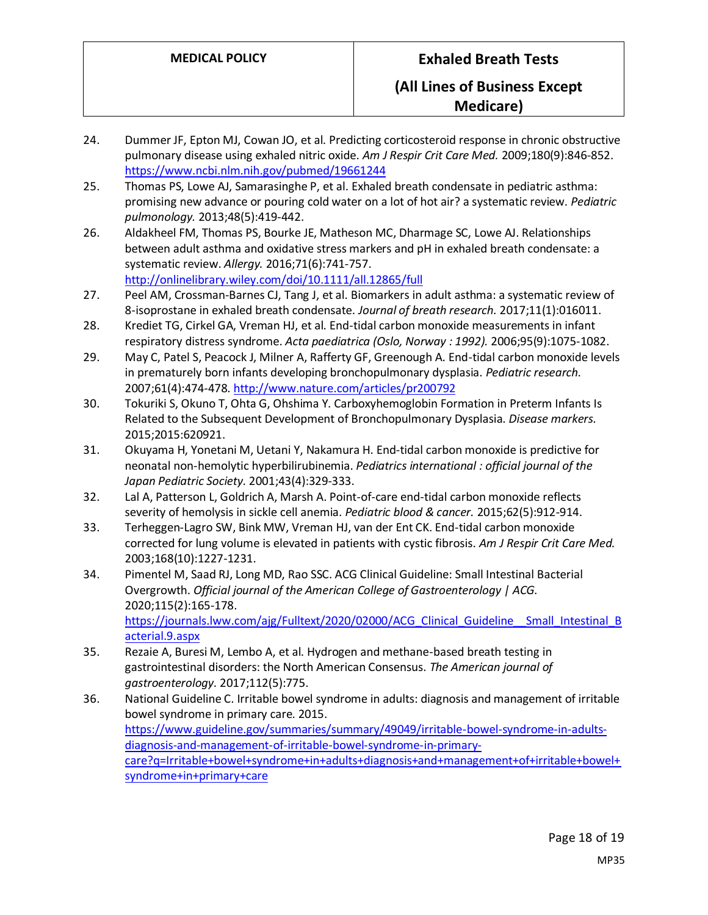24. Dummer JF, Epton MJ, Cowan JO, et al. Predicting corticosteroid response in chronic obstructive pulmonary disease using exhaled nitric oxide. *Am J Respir Crit Care Med.* 2009;180(9):846-852. https://www.ncbi.nlm.nih.gov/pubmed/19661244
25. Thomas PS, Lowe AJ, Samarasinghe P, et al. Exhaled breath condensate in pediatric asthma: promising new advance or pouring cold water on a lot of hot air? a systematic review. *Pediatric pulmonology.* 2013;48(5):419-442.
26. Aldakheel FM, Thomas PS, Bourke JE, Matheson MC, Dharmage SC, Lowe AJ. Relationships between adult asthma and oxidative stress markers and pH in exhaled breath condensate: a systematic review. *Allergy.* 2016;71(6):741-757. http://onlinelibrary.wiley.com/doi/10.1111/all.12865/full
27. Peel AM, Crossman-Barnes CJ, Tang J, et al. Biomarkers in adult asthma: a systematic review of 8-isoprostane in exhaled breath condensate. *Journal of breath research.* 2017;11(1):016011.
28. Krediet TG, Cirkel GA, Vreman HJ, et al. End-tidal carbon monoxide measurements in infant respiratory distress syndrome. *Acta paediatrica (Oslo, Norway : 1992).* 2006;95(9):1075-1082.
29. May C, Patel S, Peacock J, Milner A, Rafferty GF, Greenough A. End-tidal carbon monoxide levels in prematurely born infants developing bronchopulmonary dysplasia. *Pediatric research.* 2007;61(4):474-478. http://www.nature.com/articles/pr200792
30. Tokuriki S, Okuno T, Ohta G, Ohshima Y. Carboxyhemoglobin Formation in Preterm Infants Is Related to the Subsequent Development of Bronchopulmonary Dysplasia. *Disease markers.* 2015;2015:620921.
31. Okuyama H, Yonetani M, Uetani Y, Nakamura H. End-tidal carbon monoxide is predictive for neonatal non-hemolytic hyperbilirubinemia. *Pediatrics international : official journal of the Japan Pediatric Society.* 2001;43(4):329-333.
32. Lal A, Patterson L, Goldrich A, Marsh A. Point-of-care end-tidal carbon monoxide reflects severity of hemolysis in sickle cell anemia. *Pediatric blood & cancer.* 2015;62(5):912-914.
33. Terheggen-Lagro SW, Bink MW, Vreman HJ, van der Ent CK. End-tidal carbon monoxide corrected for lung volume is elevated in patients with cystic fibrosis. *Am J Respir Crit Care Med.* 2003;168(10):1227-1231.
34. Pimentel M, Saad RJ, Long MD, Rao SSC. ACG Clinical Guideline: Small Intestinal Bacterial Overgrowth. *Official journal of the American College of Gastroenterology | ACG.* 2020;115(2):165-178. https://journals.lww.com/ajg/Fulltext/2020/02000/ACG_Clinical_Guideline__Small_Intestinal_Bacterial.9.aspx
35. Rezaie A, Buresi M, Lembo A, et al. Hydrogen and methane-based breath testing in gastrointestinal disorders: the North American Consensus. *The American journal of gastroenterology.* 2017;112(5):775.
36. National Guideline C. Irritable bowel syndrome in adults: diagnosis and management of irritable bowel syndrome in primary care. 2015. https://www.guideline.gov/summaries/summary/49049/irritable-bowel-syndrome-in-adults-diagnosis-and-management-of-irritable-bowel-syndrome-in-primary-care?q=Irritable+bowel+syndrome+in+adults+diagnosis+and+management+of+irritable+bowel+syndrome+in+primary+care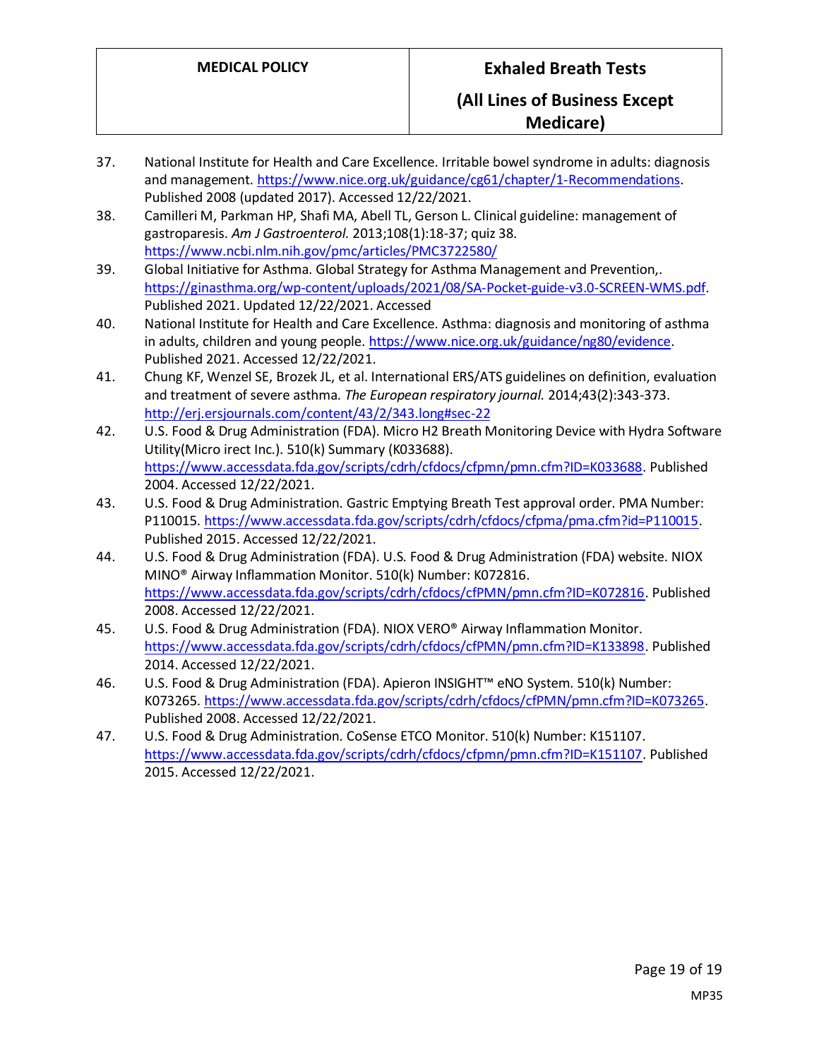37. National Institute for Health and Care Excellence. Irritable bowel syndrome in adults: diagnosis and management. https://www.nice.org.uk/guidance/cg61/chapter/1-Recommendations. Published 2008 (updated 2017). Accessed 12/22/2021.
38. Camilleri M, Parkman HP, Shafi MA, Abell TL, Gerson L. Clinical guideline: management of gastroparesis. *Am J Gastroenterol.* 2013;108(1):18-37; quiz 38. https://www.ncbi.nlm.nih.gov/pmc/articles/PMC3722580/
39. Global Initiative for Asthma. Global Strategy for Asthma Management and Prevention,. https://ginasthma.org/wp-content/uploads/2021/08/SA-Pocket-guide-v3.0-SCREEN-WMS.pdf. Published 2021. Updated 12/22/2021. Accessed
40. National Institute for Health and Care Excellence. Asthma: diagnosis and monitoring of asthma in adults, children and young people. https://www.nice.org.uk/guidance/ng80/evidence. Published 2021. Accessed 12/22/2021.
41. Chung KF, Wenzel SE, Brozek JL, et al. International ERS/ATS guidelines on definition, evaluation and treatment of severe asthma. *The European respiratory journal.* 2014;43(2):343-373. http://erj.ersjournals.com/content/43/2/343.long#sec-22
42. U.S. Food & Drug Administration (FDA). Micro H2 Breath Monitoring Device with Hydra Software Utility(Micro irect Inc.). 510(k) Summary (K033688). https://www.accessdata.fda.gov/scripts/cdrh/cfdocs/cfpmn/pmn.cfm?ID=K033688. Published 2004. Accessed 12/22/2021.
43. U.S. Food & Drug Administration. Gastric Emptying Breath Test approval order. PMA Number: P110015. https://www.accessdata.fda.gov/scripts/cdrh/cfdocs/cfpma/pma.cfm?id=P110015. Published 2015. Accessed 12/22/2021.
44. U.S. Food & Drug Administration (FDA). U.S. Food & Drug Administration (FDA) website. NIOX MINO® Airway Inflammation Monitor. 510(k) Number: K072816. https://www.accessdata.fda.gov/scripts/cdrh/cfdocs/cfPMN/pmn.cfm?ID=K072816. Published 2008. Accessed 12/22/2021.
45. U.S. Food & Drug Administration (FDA). NIOX VERO® Airway Inflammation Monitor. https://www.accessdata.fda.gov/scripts/cdrh/cfdocs/cfPMN/pmn.cfm?ID=K133898. Published 2014. Accessed 12/22/2021.
46. U.S. Food & Drug Administration (FDA). Apieron INSIGHT™ eNO System. 510(k) Number: K073265. https://www.accessdata.fda.gov/scripts/cdrh/cfdocs/cfPMN/pmn.cfm?ID=K073265. Published 2008. Accessed 12/22/2021.
47. U.S. Food & Drug Administration. CoSense ETCO Monitor. 510(k) Number: K151107. https://www.accessdata.fda.gov/scripts/cdrh/cfdocs/cfpmn/pmn.cfm?ID=K151107. Published 2015. Accessed 12/22/2021.